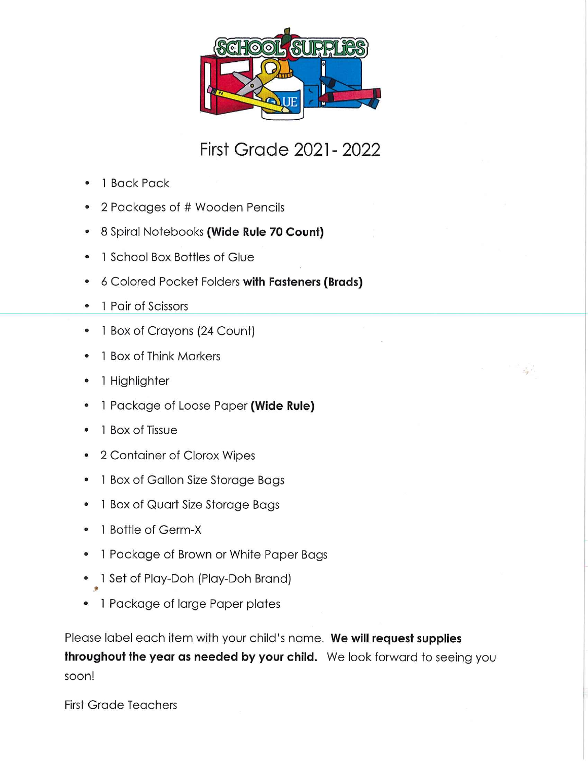# First Grade 2021- 2022

- 1 Back Pack
- 2 Packages of # Wooden Pencils
- 8 Spiral Notebooks **(Wide Rule 70 Count)**
- 1 School Box Bottles of Glue
- 6 Colored Pocket Folders **with Fasteners (Brads)**
- 1 Pair of Scissors
- 1 Box of Crayons (24 Count)
- 1 Box of Think Markers
- 1 Highlighter
- 1 Package of Loose Paper **(Wide Rule)**
- 1 Box of Tissue
- 2 Container of Clorox Wipes
- 1 Box of Gallon Size Storage Bags
- 1 Box of Quart Size Storage Bags
- 1 Bottle of Germ-X
- 1 Package of Brown or White Paper Bags
- 1 Set of Play-Doh (Play-Doh Brand)
- 1 Package of large Paper plates

Please label each item with your child's name. **We will request supplies throughout the year as needed by your child.** We look forward to seeing you soon!

First Grade Teachers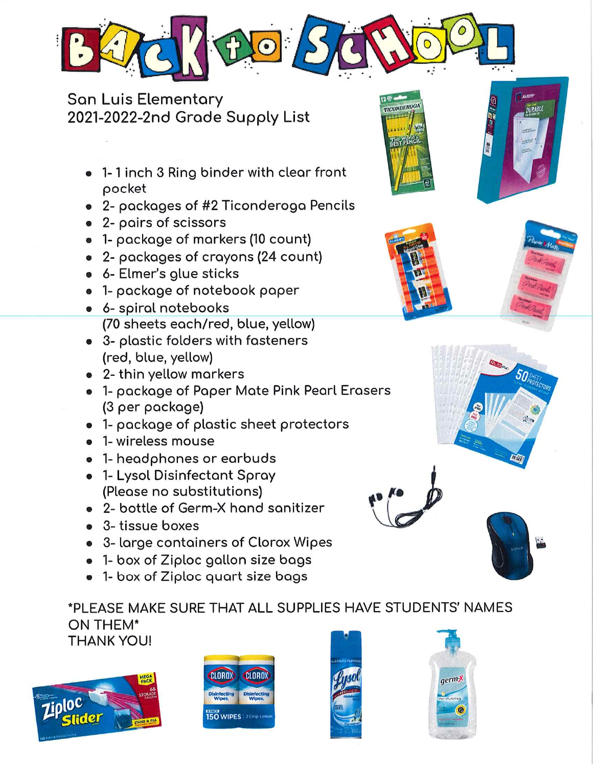# Back to School

San Luis Elementary
2021-2022-2nd Grade Supply List

- 1- 1 inch 3 Ring binder with clear front pocket
- 2- packages of #2 Ticonderoga Pencils
- 2- pairs of scissors
- 1- package of markers (10 count)
- 2- packages of crayons (24 count)
- 6- Elmer's glue sticks
- 1- package of notebook paper
- 6- spiral notebooks (70 sheets each/red, blue, yellow)
- 3- plastic folders with fasteners (red, blue, yellow)
- 2- thin yellow markers
- 1- package of Paper Mate Pink Pearl Erasers (3 per package)
- 1- package of plastic sheet protectors
- 1- wireless mouse
- 1- headphones or earbuds
- 1- Lysol Disinfectant Spray (Please no substitutions)
- 2- bottle of Germ-X hand sanitizer
- 3- tissue boxes
- 3- large containers of Clorox Wipes
- 1- box of Ziploc gallon size bags
- 1- box of Ziploc quart size bags

*PLEASE MAKE SURE THAT ALL SUPPLIES HAVE STUDENTS' NAMES ON THEM*
THANK YOU!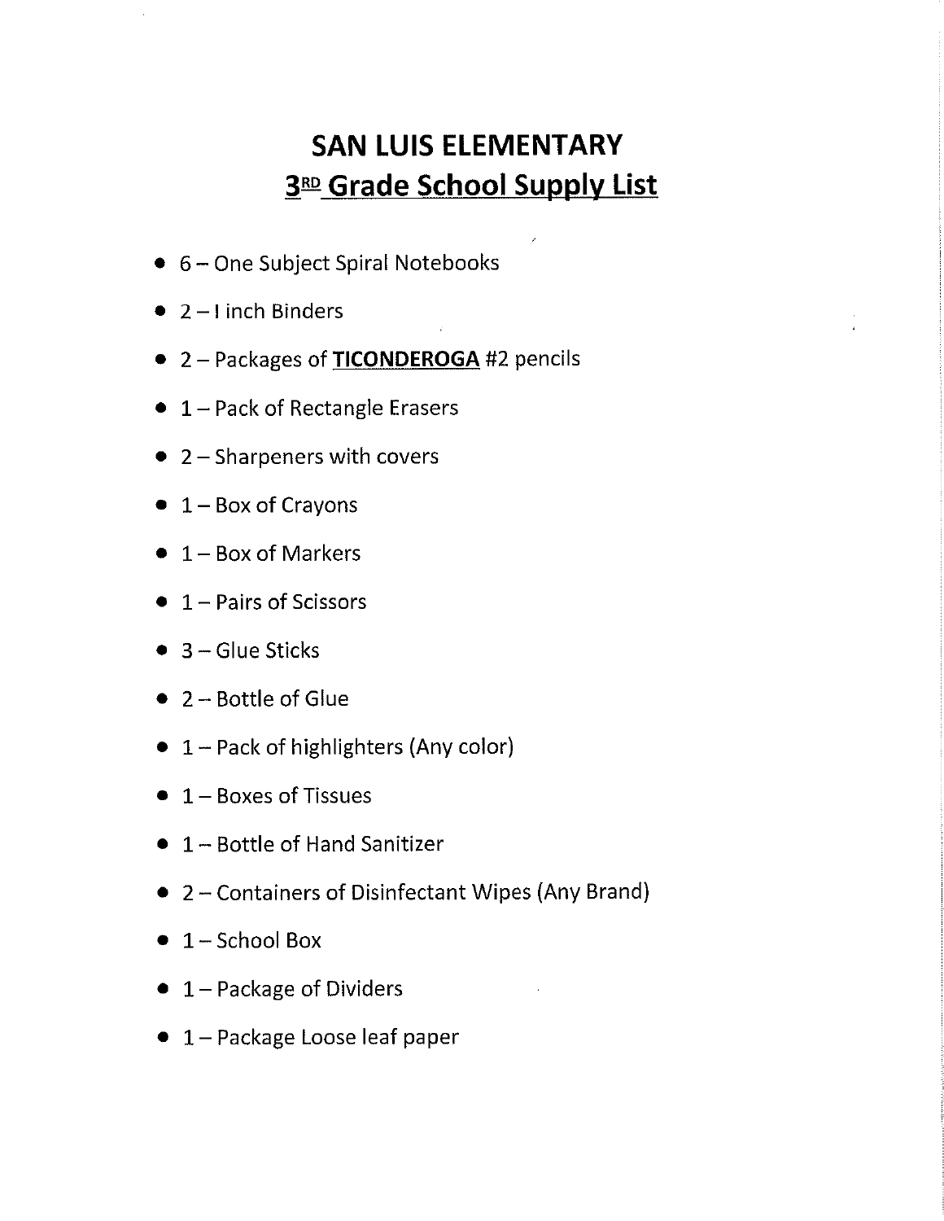# SAN LUIS ELEMENTARY

## 3RD Grade School Supply List

- 6 – One Subject Spiral Notebooks
- 2 – I inch Binders
- 2 – Packages of **TICONDEROGA** #2 pencils
- 1 – Pack of Rectangle Erasers
- 2 – Sharpeners with covers
- 1 – Box of Crayons
- 1 – Box of Markers
- 1 – Pairs of Scissors
- 3 – Glue Sticks
- 2 – Bottle of Glue
- 1 – Pack of highlighters (Any color)
- 1 – Boxes of Tissues
- 1 – Bottle of Hand Sanitizer
- 2 – Containers of Disinfectant Wipes (Any Brand)
- 1 – School Box
- 1 – Package of Dividers
- 1 – Package Loose leaf paper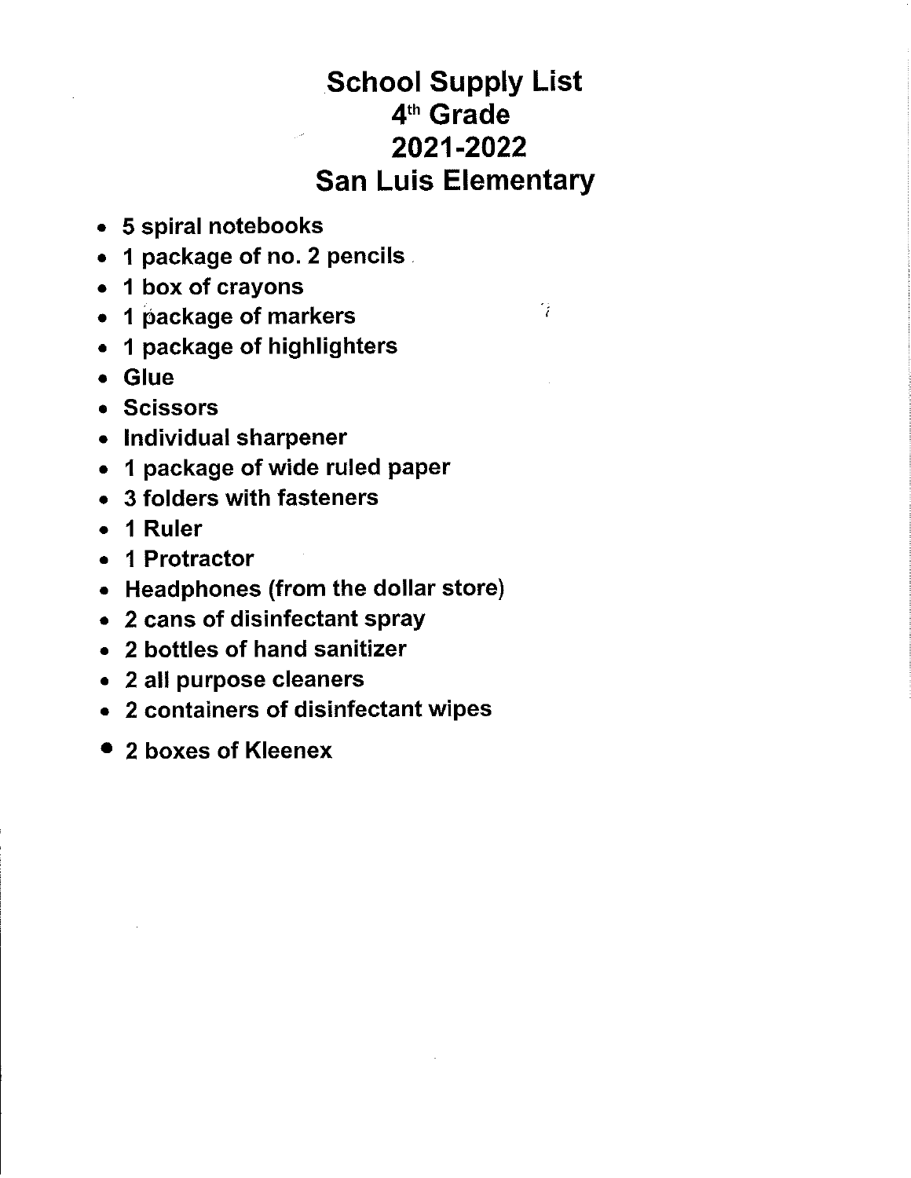# School Supply List
## 4th Grade
## 2021-2022
## San Luis Elementary

- 5 spiral notebooks
- 1 package of no. 2 pencils
- 1 box of crayons
- 1 package of markers
- 1 package of highlighters
- Glue
- Scissors
- Individual sharpener
- 1 package of wide ruled paper
- 3 folders with fasteners
- 1 Ruler
- 1 Protractor
- Headphones (from the dollar store)
- 2 cans of disinfectant spray
- 2 bottles of hand sanitizer
- 2 all purpose cleaners
- 2 containers of disinfectant wipes
- 2 boxes of Kleenex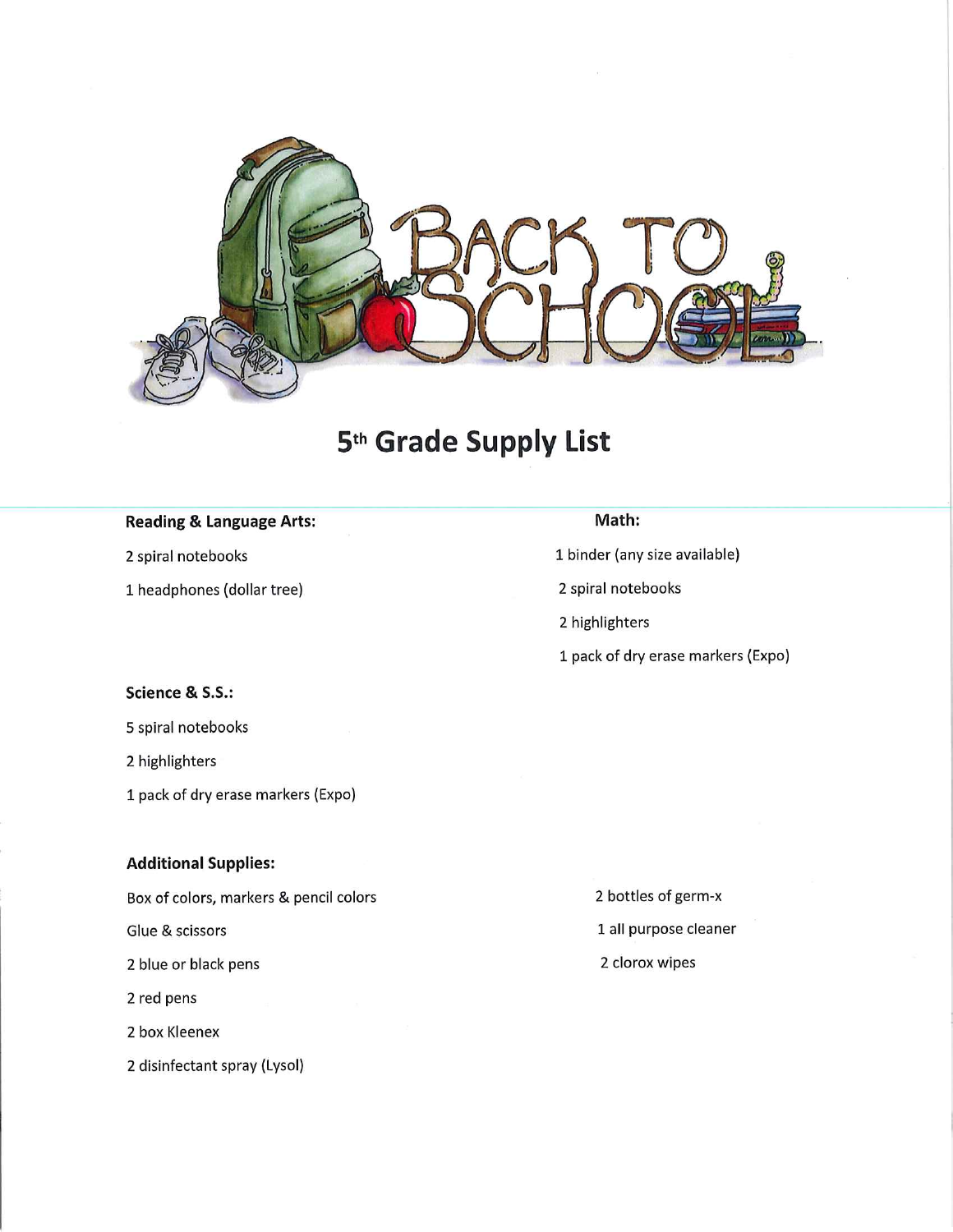# 5th Grade Supply List

**Reading & Language Arts:**

2 spiral notebooks

1 headphones (dollar tree)

**Math:**

1 binder (any size available)

2 spiral notebooks

2 highlighters

1 pack of dry erase markers (Expo)

**Science & S.S.:**

5 spiral notebooks

2 highlighters

1 pack of dry erase markers (Expo)

**Additional Supplies:**

Box of colors, markers & pencil colors

Glue & scissors

2 blue or black pens

2 red pens

2 box Kleenex

2 disinfectant spray (Lysol)

2 bottles of germ-x

1 all purpose cleaner

2 clorox wipes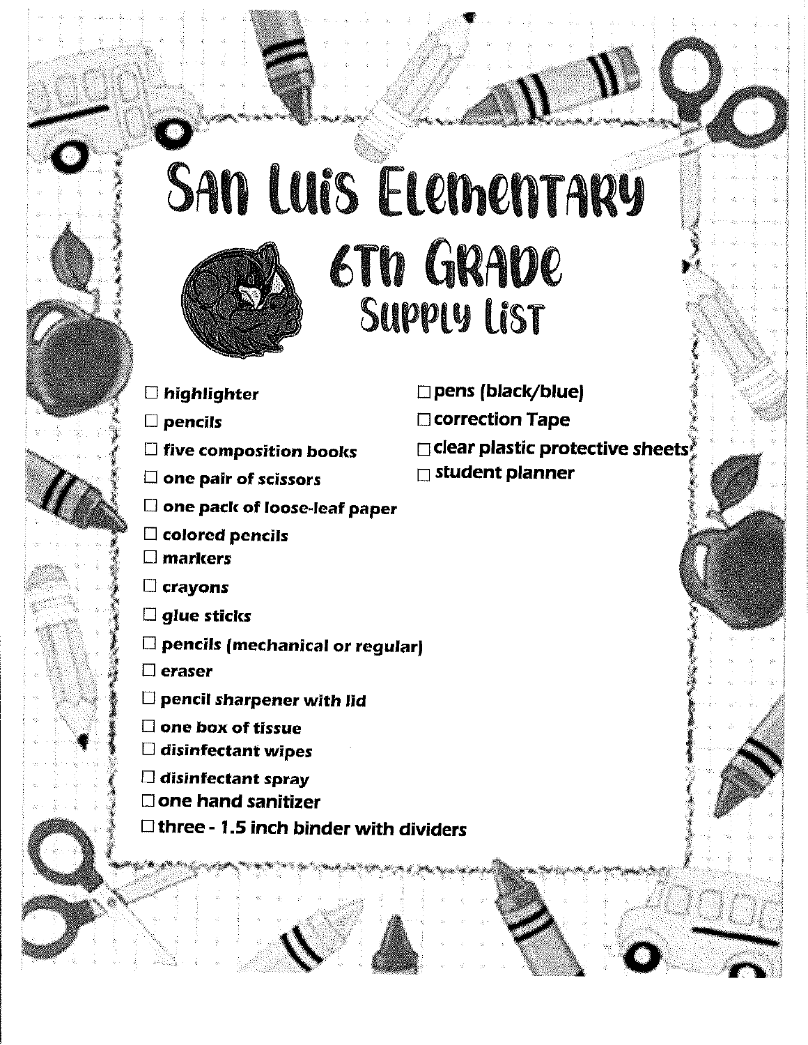# San Luis Elementary

## 6th Grade

### Supply List

- ☐ *highlighter*
- ☐ *pencils*
- ☐ *five composition books*
- ☐ *one pair of scissors*
- ☐ *one pack of loose-leaf paper*
- ☐ *colored pencils*
- ☐ *markers*
- ☐ *crayons*
- ☐ *glue sticks*
- ☐ *pencils (mechanical or regular)*
- ☐ *eraser*
- ☐ *pencil sharpener with lid*
- ☐ *one box of tissue*
- ☐ *disinfectant wipes*
- ☐ *disinfectant spray*
- ☐ one hand sanitizer
- ☐ three - 1.5 inch binder with dividers
- ☐ pens (black/blue)
- ☐ correction Tape
- ☐ clear plastic protective sheets
- ☐ student planner